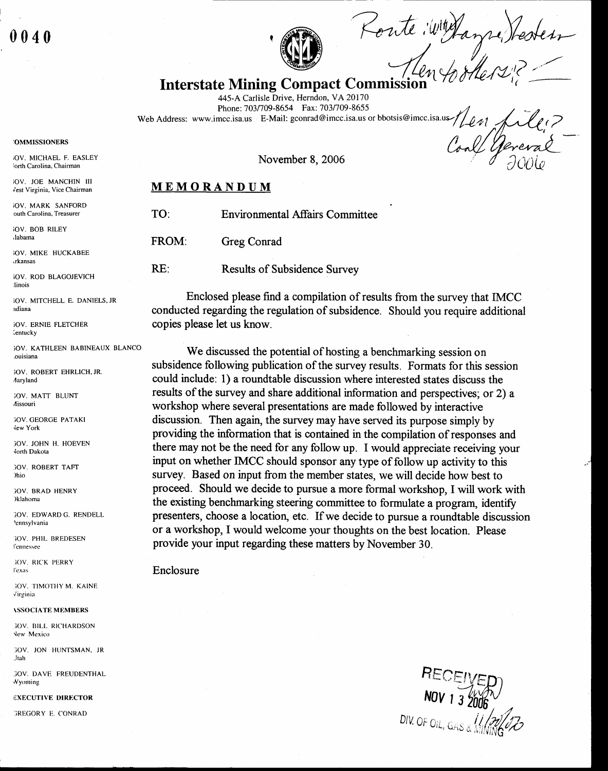0040

Route: with Wayne Hedberg
Then to others? —

# Interstate Mining Compact Commission

445-A Carlisle Drive, Herndon, VA 20170
Phone: 703/709-8654 Fax: 703/709-8655
Web Address: www.imcc.isa.us E-Mail: gconrad@imcc.isa.us or bbotsis@imcc.isa.us

Then file? Coal/General 2006

COMMISSIONERS

GOV. MICHAEL F. EASLEY
North Carolina, Chairman

GOV. JOE MANCHIN III
West Virginia, Vice Chairman

GOV. MARK SANFORD
South Carolina, Treasurer

GOV. BOB RILEY
Alabama

GOV. MIKE HUCKABEE
Arkansas

GOV. ROD BLAGOJEVICH
Illinois

GOV. MITCHELL E. DANIELS, JR
Indiana

GOV. ERNIE FLETCHER
Kentucky

GOV. KATHLEEN BABINEAUX BLANCO
Louisiana

GOV. ROBERT EHRLICH, JR.
Maryland

GOV. MATT BLUNT
Missouri

GOV. GEORGE PATAKI
New York

GOV. JOHN H. HOEVEN
North Dakota

GOV. ROBERT TAFT
Ohio

GOV. BRAD HENRY
Oklahoma

GOV. EDWARD G. RENDELL
Pennsylvania

GOV. PHIL BREDESEN
Tennessee

GOV. RICK PERRY
Texas

GOV. TIMOTHY M. KAINE
Virginia

ASSOCIATE MEMBERS

GOV. BILL RICHARDSON
New Mexico

GOV. JON HUNTSMAN, JR
Utah

GOV. DAVE FREUDENTHAL
Wyoming

EXECUTIVE DIRECTOR

GREGORY E. CONRAD

November 8, 2006

## MEMORANDUM

TO: Environmental Affairs Committee

FROM: Greg Conrad

RE: Results of Subsidence Survey

Enclosed please find a compilation of results from the survey that IMCC conducted regarding the regulation of subsidence. Should you require additional copies please let us know.

We discussed the potential of hosting a benchmarking session on subsidence following publication of the survey results. Formats for this session could include: 1) a roundtable discussion where interested states discuss the results of the survey and share additional information and perspectives; or 2) a workshop where several presentations are made followed by interactive discussion. Then again, the survey may have served its purpose simply by providing the information that is contained in the compilation of responses and there may not be the need for any follow up. I would appreciate receiving your input on whether IMCC should sponsor any type of follow up activity to this survey. Based on input from the member states, we will decide how best to proceed. Should we decide to pursue a more formal workshop, I will work with the existing benchmarking steering committee to formulate a program, identify presenters, choose a location, etc. If we decide to pursue a roundtable discussion or a workshop, I would welcome your thoughts on the best location. Please provide your input regarding these matters by November 30.

Enclosure

RECEIVED
NOV 13 2006
DIV. OF OIL, GAS & MINING
11/22/06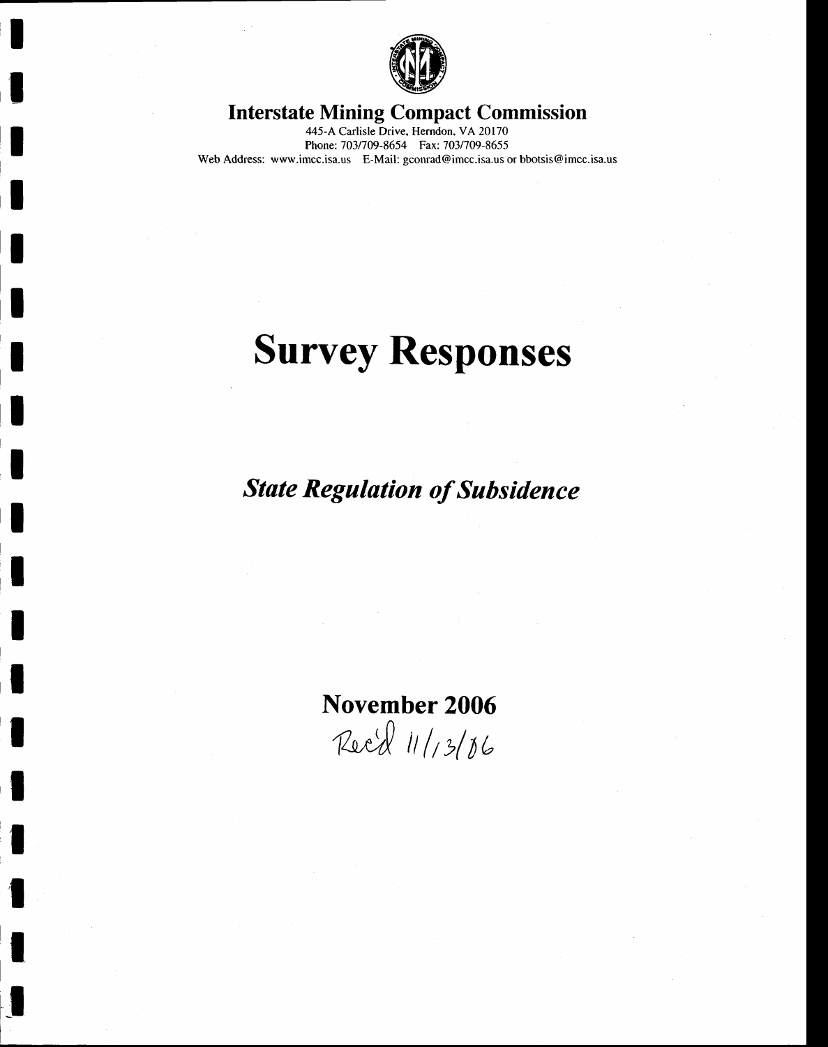# Interstate Mining Compact Commission

445-A Carlisle Drive, Herndon, VA 20170
Phone: 703/709-8654 Fax: 703/709-8655
Web Address: www.imcc.isa.us E-Mail: gconrad@imcc.isa.us or bbotsis@imcc.isa.us

# Survey Responses

## *State Regulation of Subsidence*

## November 2006

Rec'd 11/13/06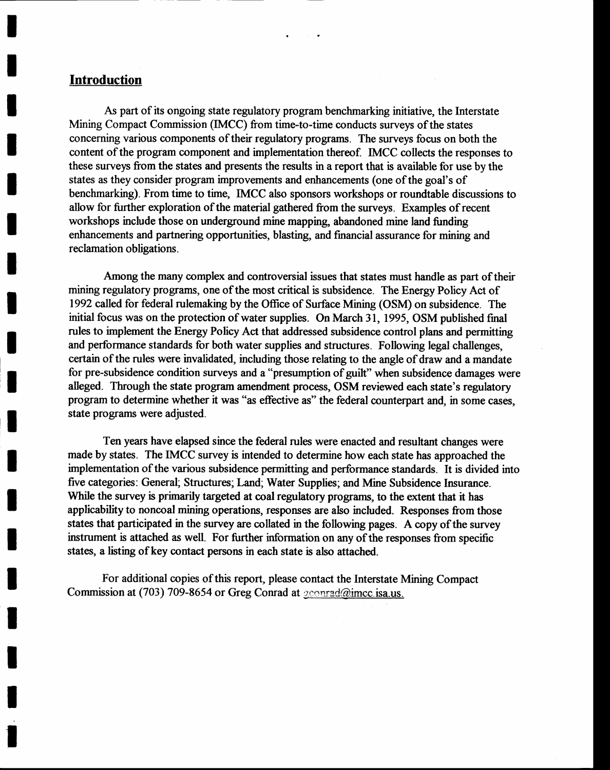## Introduction

As part of its ongoing state regulatory program benchmarking initiative, the Interstate Mining Compact Commission (IMCC) from time-to-time conducts surveys of the states concerning various components of their regulatory programs. The surveys focus on both the content of the program component and implementation thereof. IMCC collects the responses to these surveys from the states and presents the results in a report that is available for use by the states as they consider program improvements and enhancements (one of the goal's of benchmarking). From time to time, IMCC also sponsors workshops or roundtable discussions to allow for further exploration of the material gathered from the surveys. Examples of recent workshops include those on underground mine mapping, abandoned mine land funding enhancements and partnering opportunities, blasting, and financial assurance for mining and reclamation obligations.

Among the many complex and controversial issues that states must handle as part of their mining regulatory programs, one of the most critical is subsidence. The Energy Policy Act of 1992 called for federal rulemaking by the Office of Surface Mining (OSM) on subsidence. The initial focus was on the protection of water supplies. On March 31, 1995, OSM published final rules to implement the Energy Policy Act that addressed subsidence control plans and permitting and performance standards for both water supplies and structures. Following legal challenges, certain of the rules were invalidated, including those relating to the angle of draw and a mandate for pre-subsidence condition surveys and a "presumption of guilt" when subsidence damages were alleged. Through the state program amendment process, OSM reviewed each state's regulatory program to determine whether it was "as effective as" the federal counterpart and, in some cases, state programs were adjusted.

Ten years have elapsed since the federal rules were enacted and resultant changes were made by states. The IMCC survey is intended to determine how each state has approached the implementation of the various subsidence permitting and performance standards. It is divided into five categories: General; Structures; Land; Water Supplies; and Mine Subsidence Insurance. While the survey is primarily targeted at coal regulatory programs, to the extent that it has applicability to noncoal mining operations, responses are also included. Responses from those states that participated in the survey are collated in the following pages. A copy of the survey instrument is attached as well. For further information on any of the responses from specific states, a listing of key contact persons in each state is also attached.

For additional copies of this report, please contact the Interstate Mining Compact Commission at (703) 709-8654 or Greg Conrad at gconrad@imcc.isa.us.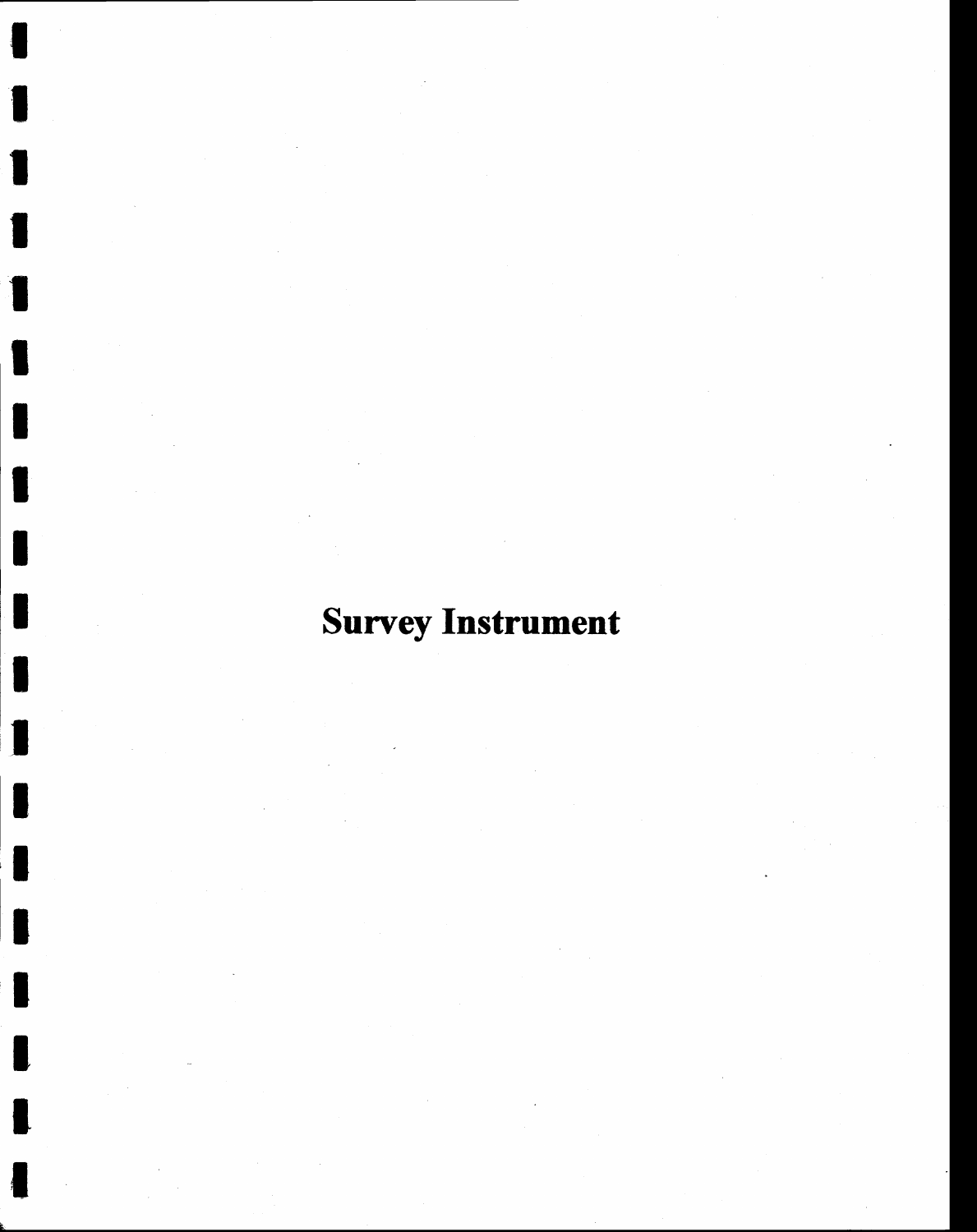# Survey Instrument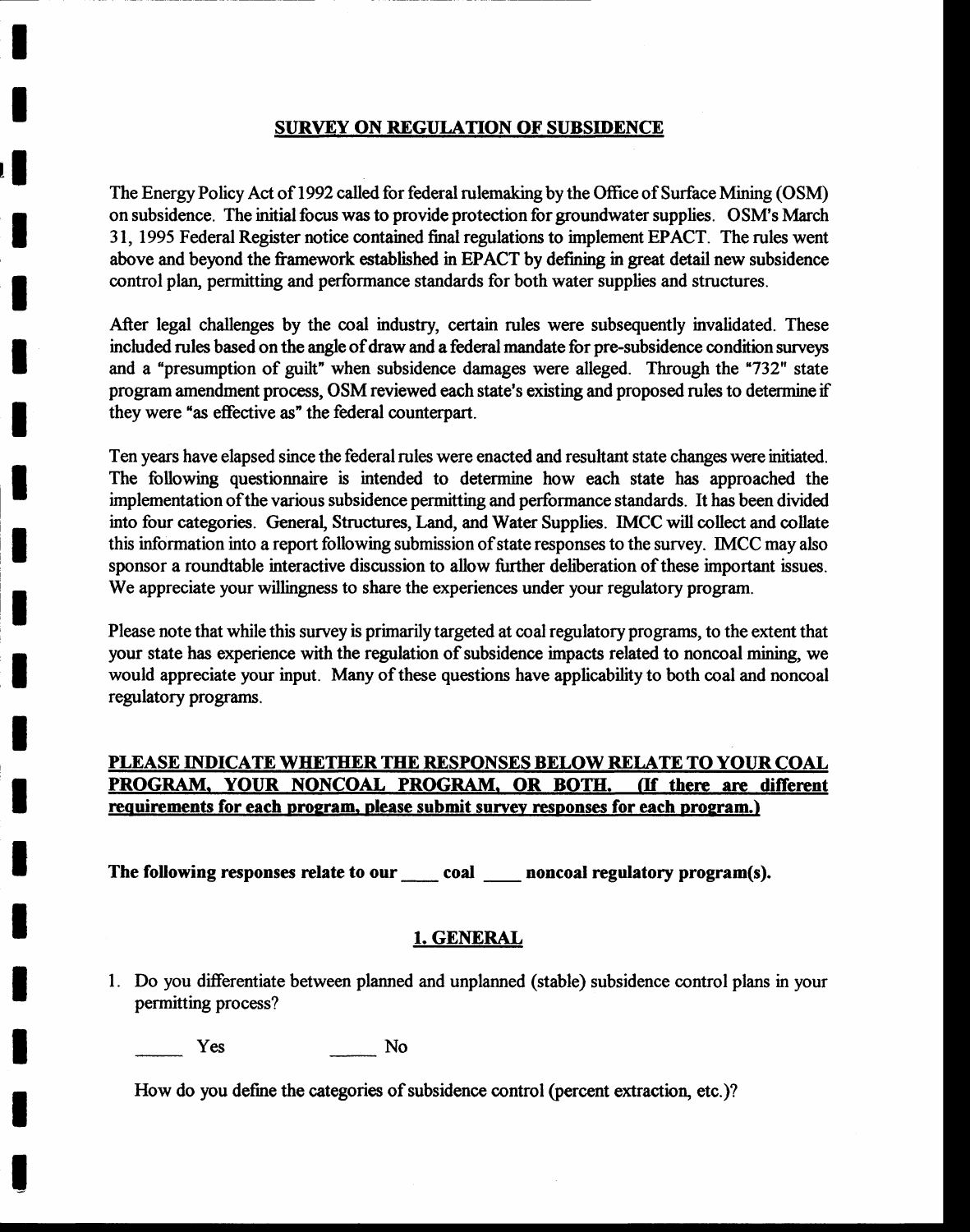## SURVEY ON REGULATION OF SUBSIDENCE

The Energy Policy Act of 1992 called for federal rulemaking by the Office of Surface Mining (OSM) on subsidence. The initial focus was to provide protection for groundwater supplies. OSM's March 31, 1995 Federal Register notice contained final regulations to implement EPACT. The rules went above and beyond the framework established in EPACT by defining in great detail new subsidence control plan, permitting and performance standards for both water supplies and structures.

After legal challenges by the coal industry, certain rules were subsequently invalidated. These included rules based on the angle of draw and a federal mandate for pre-subsidence condition surveys and a "presumption of guilt" when subsidence damages were alleged. Through the "732" state program amendment process, OSM reviewed each state's existing and proposed rules to determine if they were "as effective as" the federal counterpart.

Ten years have elapsed since the federal rules were enacted and resultant state changes were initiated. The following questionnaire is intended to determine how each state has approached the implementation of the various subsidence permitting and performance standards. It has been divided into four categories. General, Structures, Land, and Water Supplies. IMCC will collect and collate this information into a report following submission of state responses to the survey. IMCC may also sponsor a roundtable interactive discussion to allow further deliberation of these important issues. We appreciate your willingness to share the experiences under your regulatory program.

Please note that while this survey is primarily targeted at coal regulatory programs, to the extent that your state has experience with the regulation of subsidence impacts related to noncoal mining, we would appreciate your input. Many of these questions have applicability to both coal and noncoal regulatory programs.

**PLEASE INDICATE WHETHER THE RESPONSES BELOW RELATE TO YOUR COAL PROGRAM, YOUR NONCOAL PROGRAM, OR BOTH. (If there are different requirements for each program, please submit survey responses for each program.)**

**The following responses relate to our \_\_\_\_ coal \_\_\_\_ noncoal regulatory program(s).**

### 1. GENERAL

1. Do you differentiate between planned and unplanned (stable) subsidence control plans in your permitting process?

   \_\_\_\_\_ Yes &nbsp;&nbsp;&nbsp;&nbsp;&nbsp;&nbsp;&nbsp;&nbsp; \_\_\_\_\_ No

   How do you define the categories of subsidence control (percent extraction, etc.)?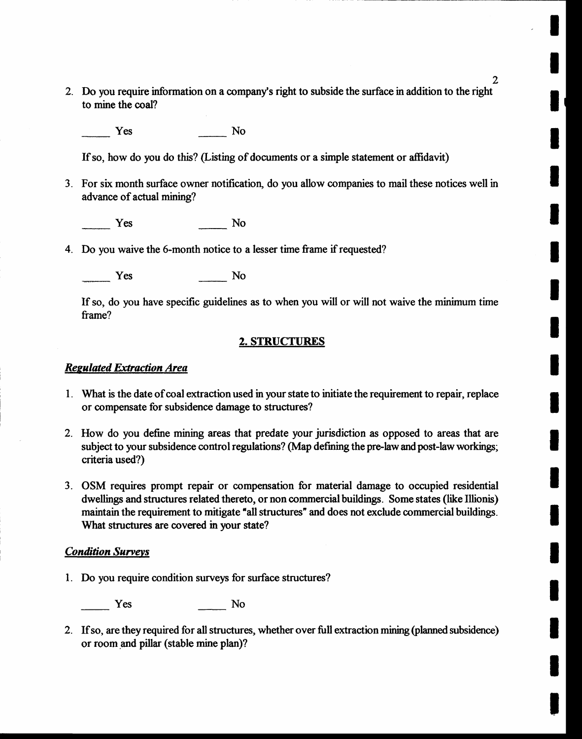2. Do you require information on a company's right to subside the surface in addition to the right to mine the coal?

_____ Yes _____ No

If so, how do you do this? (Listing of documents or a simple statement or affidavit)

3. For six month surface owner notification, do you allow companies to mail these notices well in advance of actual mining?

_____ Yes _____ No

4. Do you waive the 6-month notice to a lesser time frame if requested?

_____ Yes _____ No

If so, do you have specific guidelines as to when you will or will not waive the minimum time frame?

## 2. STRUCTURES

### *Regulated Extraction Area*

1. What is the date of coal extraction used in your state to initiate the requirement to repair, replace or compensate for subsidence damage to structures?

2. How do you define mining areas that predate your jurisdiction as opposed to areas that are subject to your subsidence control regulations? (Map defining the pre-law and post-law workings; criteria used?)

3. OSM requires prompt repair or compensation for material damage to occupied residential dwellings and structures related thereto, or non commercial buildings. Some states (like Illionis) maintain the requirement to mitigate "all structures" and does not exclude commercial buildings. What structures are covered in your state?

### *Condition Surveys*

1. Do you require condition surveys for surface structures?

_____ Yes _____ No

2. If so, are they required for all structures, whether over full extraction mining (planned subsidence) or room and pillar (stable mine plan)?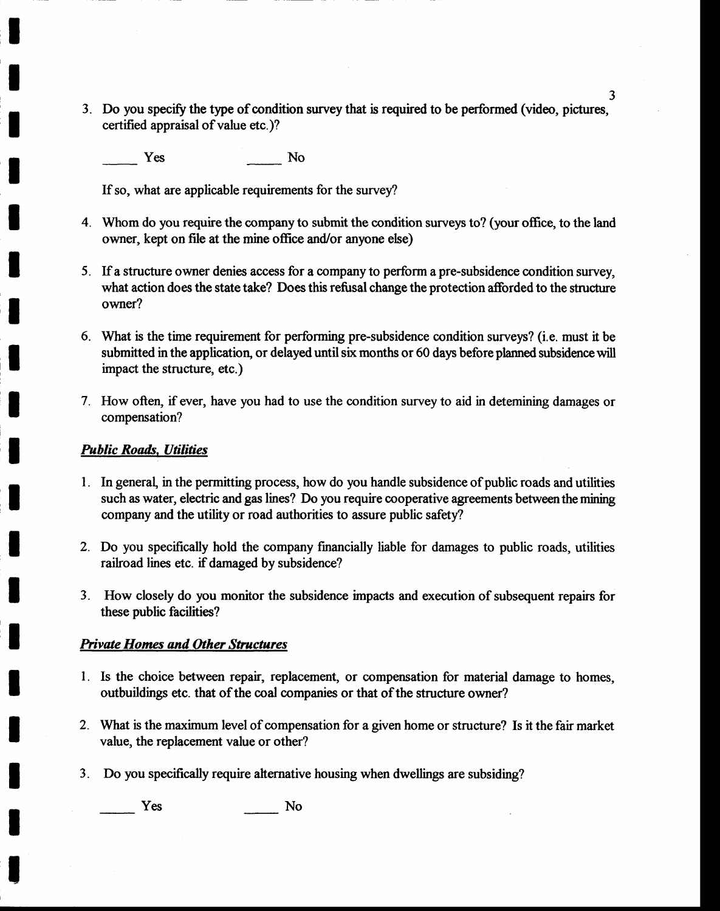3. Do you specify the type of condition survey that is required to be performed (video, pictures, certified appraisal of value etc.)?

   _____ Yes            _____ No

   If so, what are applicable requirements for the survey?

4. Whom do you require the company to submit the condition surveys to? (your office, to the land owner, kept on file at the mine office and/or anyone else)

5. If a structure owner denies access for a company to perform a pre-subsidence condition survey, what action does the state take? Does this refusal change the protection afforded to the structure owner?

6. What is the time requirement for performing pre-subsidence condition surveys? (i.e. must it be submitted in the application, or delayed until six months or 60 days before planned subsidence will impact the structure, etc.)

7. How often, if ever, have you had to use the condition survey to aid in detemining damages or compensation?

***Public Roads, Utilities***

1. In general, in the permitting process, how do you handle subsidence of public roads and utilities such as water, electric and gas lines? Do you require cooperative agreements between the mining company and the utility or road authorities to assure public safety?

2. Do you specifically hold the company financially liable for damages to public roads, utilities railroad lines etc. if damaged by subsidence?

3. How closely do you monitor the subsidence impacts and execution of subsequent repairs for these public facilities?

***Private Homes and Other Structures***

1. Is the choice between repair, replacement, or compensation for material damage to homes, outbuildings etc. that of the coal companies or that of the structure owner?

2. What is the maximum level of compensation for a given home or structure? Is it the fair market value, the replacement value or other?

3. Do you specifically require alternative housing when dwellings are subsiding?

   _____ Yes            _____ No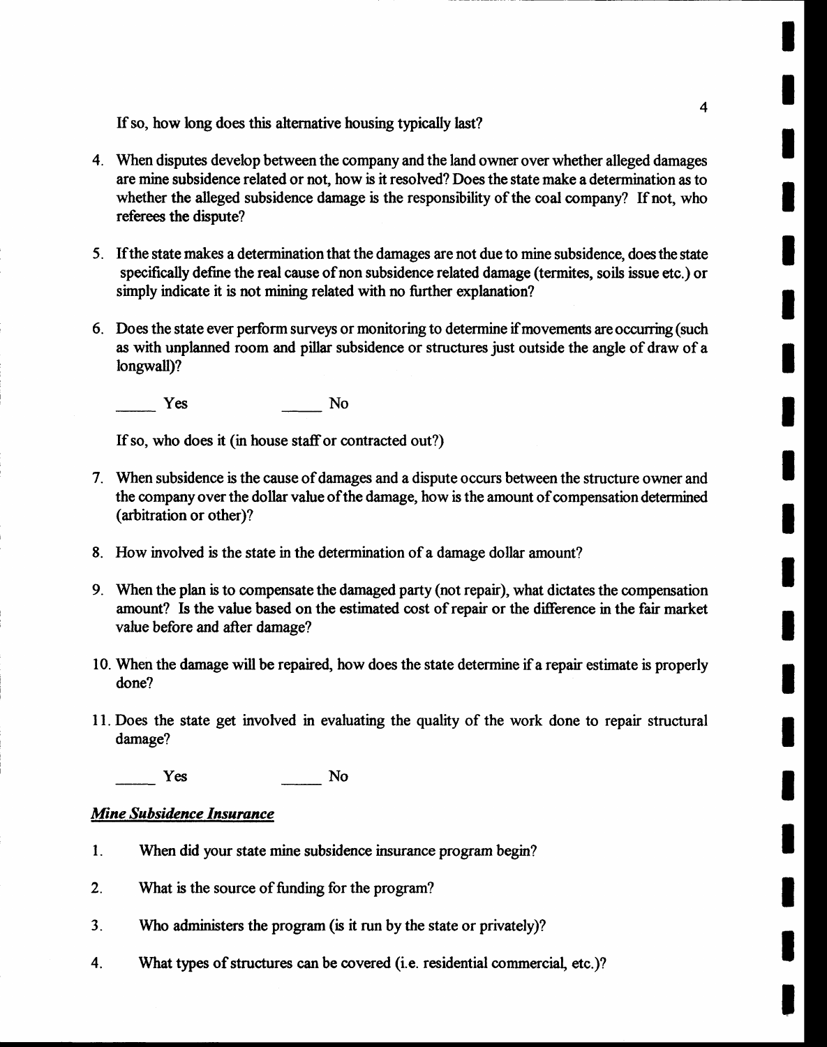If so, how long does this alternative housing typically last?

4. When disputes develop between the company and the land owner over whether alleged damages are mine subsidence related or not, how is it resolved? Does the state make a determination as to whether the alleged subsidence damage is the responsibility of the coal company? If not, who referees the dispute?

5. If the state makes a determination that the damages are not due to mine subsidence, does the state specifically define the real cause of non subsidence related damage (termites, soils issue etc.) or simply indicate it is not mining related with no further explanation?

6. Does the state ever perform surveys or monitoring to determine if movements are occurring (such as with unplanned room and pillar subsidence or structures just outside the angle of draw of a longwall)?

   _____ Yes          _____ No

   If so, who does it (in house staff or contracted out?)

7. When subsidence is the cause of damages and a dispute occurs between the structure owner and the company over the dollar value of the damage, how is the amount of compensation determined (arbitration or other)?

8. How involved is the state in the determination of a damage dollar amount?

9. When the plan is to compensate the damaged party (not repair), what dictates the compensation amount? Is the value based on the estimated cost of repair or the difference in the fair market value before and after damage?

10. When the damage will be repaired, how does the state determine if a repair estimate is properly done?

11. Does the state get involved in evaluating the quality of the work done to repair structural damage?

    _____ Yes          _____ No

***Mine Subsidence Insurance***

1. When did your state mine subsidence insurance program begin?

2. What is the source of funding for the program?

3. Who administers the program (is it run by the state or privately)?

4. What types of structures can be covered (i.e. residential commercial, etc.)?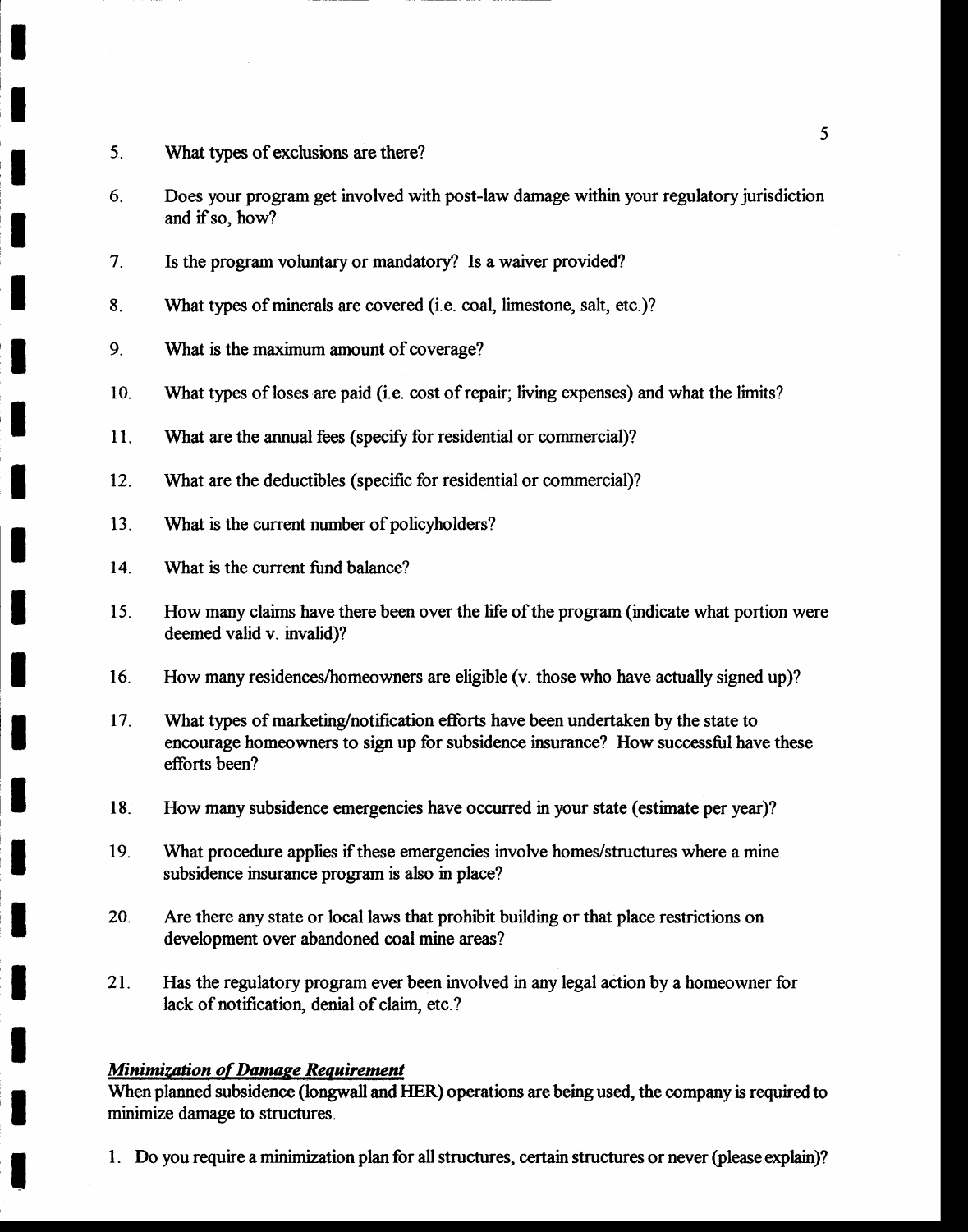5. What types of exclusions are there?

6. Does your program get involved with post-law damage within your regulatory jurisdiction and if so, how?

7. Is the program voluntary or mandatory? Is a waiver provided?

8. What types of minerals are covered (i.e. coal, limestone, salt, etc.)?

9. What is the maximum amount of coverage?

10. What types of loses are paid (i.e. cost of repair; living expenses) and what the limits?

11. What are the annual fees (specify for residential or commercial)?

12. What are the deductibles (specific for residential or commercial)?

13. What is the current number of policyholders?

14. What is the current fund balance?

15. How many claims have there been over the life of the program (indicate what portion were deemed valid v. invalid)?

16. How many residences/homeowners are eligible (v. those who have actually signed up)?

17. What types of marketing/notification efforts have been undertaken by the state to encourage homeowners to sign up for subsidence insurance? How successful have these efforts been?

18. How many subsidence emergencies have occurred in your state (estimate per year)?

19. What procedure applies if these emergencies involve homes/structures where a mine subsidence insurance program is also in place?

20. Are there any state or local laws that prohibit building or that place restrictions on development over abandoned coal mine areas?

21. Has the regulatory program ever been involved in any legal action by a homeowner for lack of notification, denial of claim, etc.?

***Minimization of Damage Requirement***

When planned subsidence (longwall and HER) operations are being used, the company is required to minimize damage to structures.

1. Do you require a minimization plan for all structures, certain structures or never (please explain)?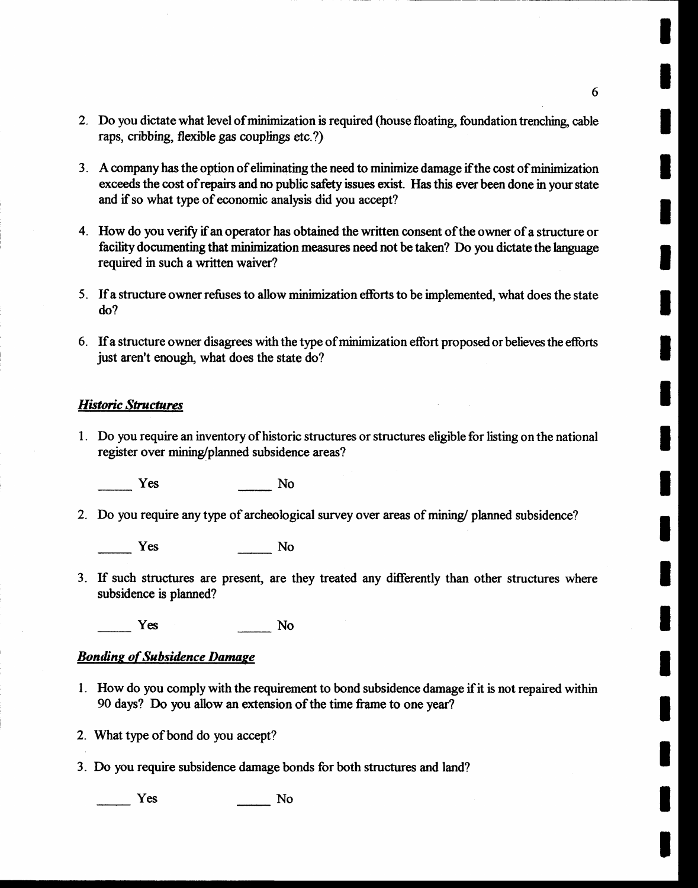2. Do you dictate what level of minimization is required (house floating, foundation trenching, cable raps, cribbing, flexible gas couplings etc.?)

3. A company has the option of eliminating the need to minimize damage if the cost of minimization exceeds the cost of repairs and no public safety issues exist. Has this ever been done in your state and if so what type of economic analysis did you accept?

4. How do you verify if an operator has obtained the written consent of the owner of a structure or facility documenting that minimization measures need not be taken? Do you dictate the language required in such a written waiver?

5. If a structure owner refuses to allow minimization efforts to be implemented, what does the state do?

6. If a structure owner disagrees with the type of minimization effort proposed or believes the efforts just aren't enough, what does the state do?

***Historic Structures***

1. Do you require an inventory of historic structures or structures eligible for listing on the national register over mining/planned subsidence areas?

   _____ Yes            _____ No

2. Do you require any type of archeological survey over areas of mining/ planned subsidence?

   _____ Yes            _____ No

3. If such structures are present, are they treated any differently than other structures where subsidence is planned?

   _____ Yes            _____ No

***Bonding of Subsidence Damage***

1. How do you comply with the requirement to bond subsidence damage if it is not repaired within 90 days? Do you allow an extension of the time frame to one year?

2. What type of bond do you accept?

3. Do you require subsidence damage bonds for both structures and land?

   _____ Yes            _____ No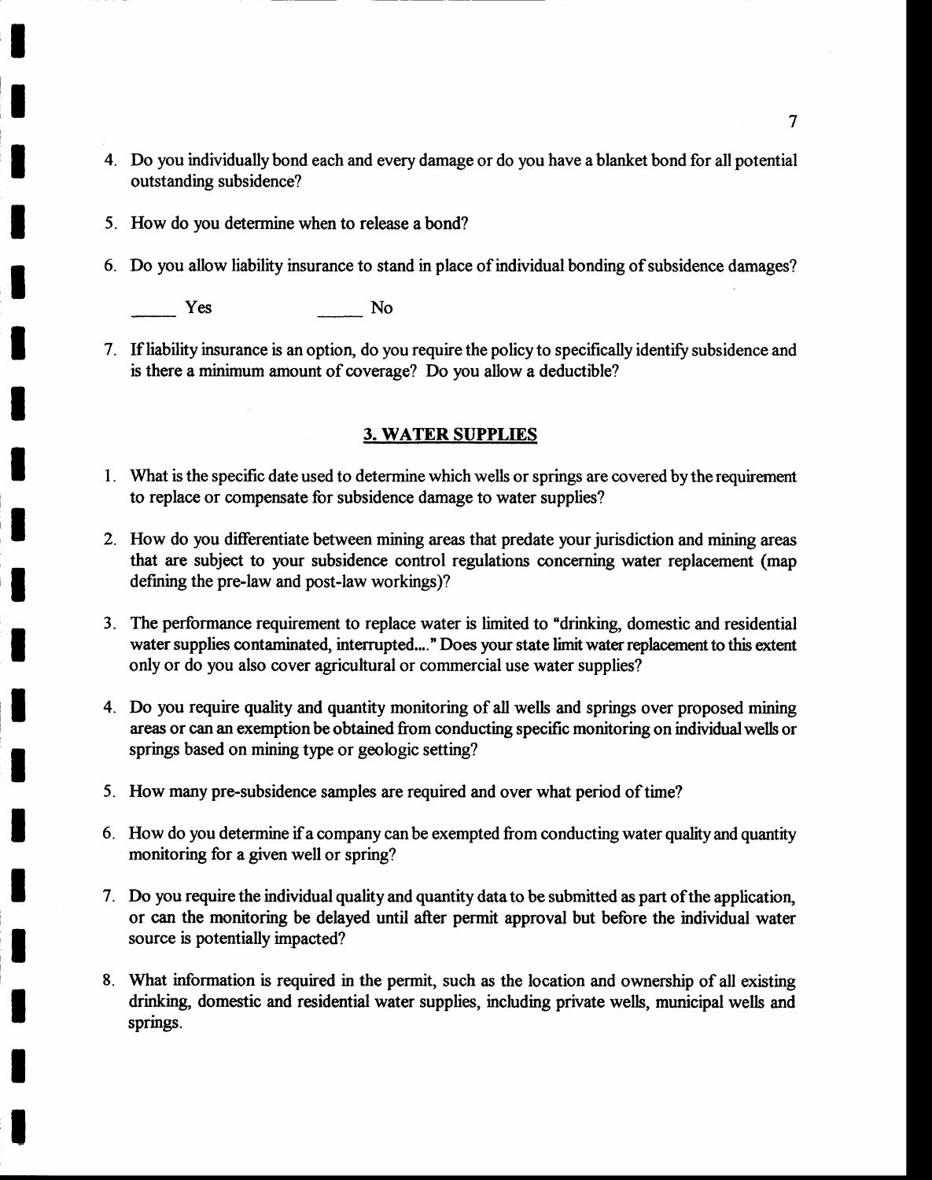4. Do you individually bond each and every damage or do you have a blanket bond for all potential outstanding subsidence?

5. How do you determine when to release a bond?

6. Do you allow liability insurance to stand in place of individual bonding of subsidence damages?

   _____ Yes        _____ No

7. If liability insurance is an option, do you require the policy to specifically identify subsidence and is there a minimum amount of coverage? Do you allow a deductible?

## 3. WATER SUPPLIES

1. What is the specific date used to determine which wells or springs are covered by the requirement to replace or compensate for subsidence damage to water supplies?

2. How do you differentiate between mining areas that predate your jurisdiction and mining areas that are subject to your subsidence control regulations concerning water replacement (map defining the pre-law and post-law workings)?

3. The performance requirement to replace water is limited to "drinking, domestic and residential water supplies contaminated, interrupted...." Does your state limit water replacement to this extent only or do you also cover agricultural or commercial use water supplies?

4. Do you require quality and quantity monitoring of all wells and springs over proposed mining areas or can an exemption be obtained from conducting specific monitoring on individual wells or springs based on mining type or geologic setting?

5. How many pre-subsidence samples are required and over what period of time?

6. How do you determine if a company can be exempted from conducting water quality and quantity monitoring for a given well or spring?

7. Do you require the individual quality and quantity data to be submitted as part of the application, or can the monitoring be delayed until after permit approval but before the individual water source is potentially impacted?

8. What information is required in the permit, such as the location and ownership of all existing drinking, domestic and residential water supplies, including private wells, municipal wells and springs.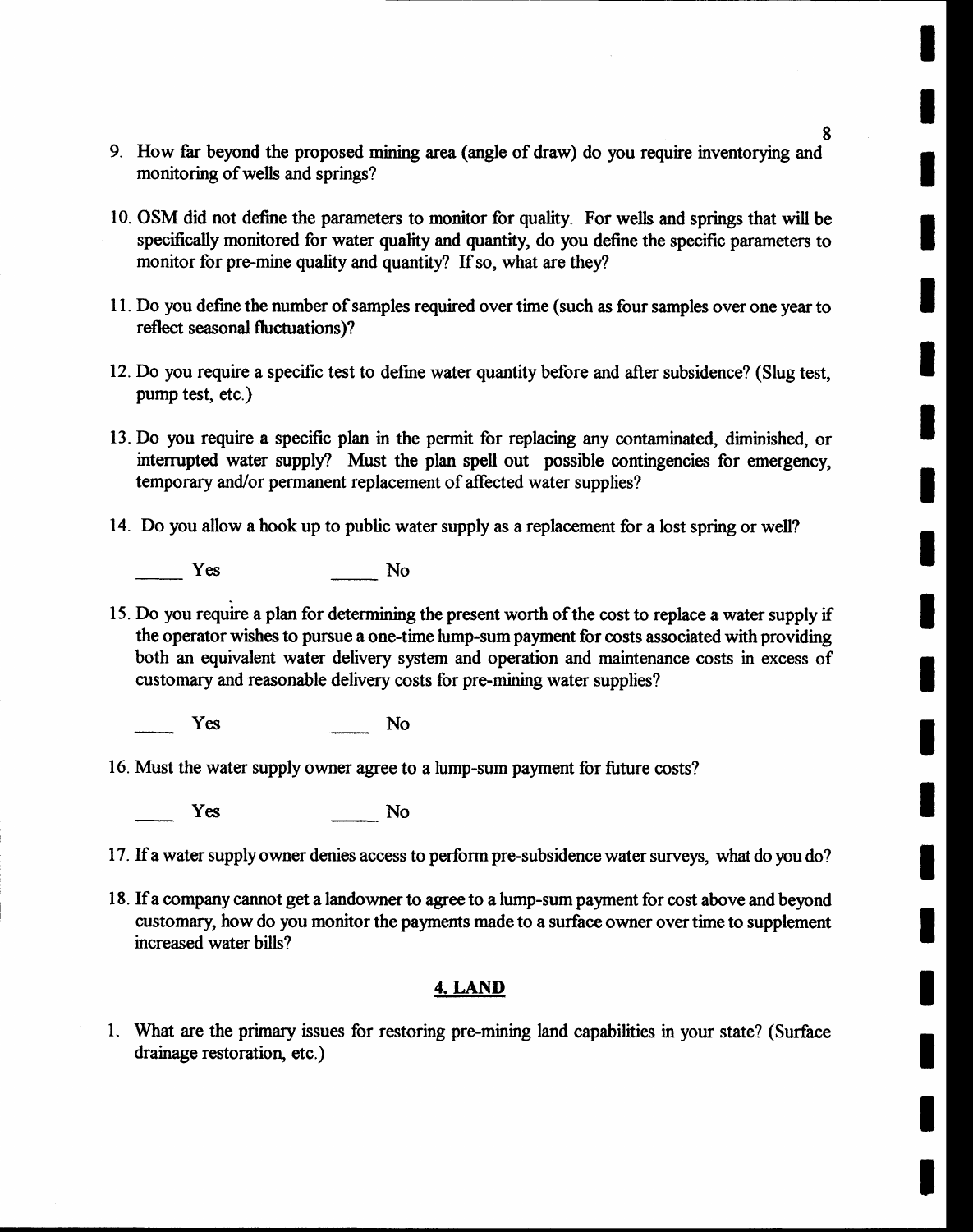9. How far beyond the proposed mining area (angle of draw) do you require inventorying and monitoring of wells and springs?

10. OSM did not define the parameters to monitor for quality. For wells and springs that will be specifically monitored for water quality and quantity, do you define the specific parameters to monitor for pre-mine quality and quantity? If so, what are they?

11. Do you define the number of samples required over time (such as four samples over one year to reflect seasonal fluctuations)?

12. Do you require a specific test to define water quantity before and after subsidence? (Slug test, pump test, etc.)

13. Do you require a specific plan in the permit for replacing any contaminated, diminished, or interrupted water supply? Must the plan spell out possible contingencies for emergency, temporary and/or permanent replacement of affected water supplies?

14. Do you allow a hook up to public water supply as a replacement for a lost spring or well?

    _____ Yes _____ No

15. Do you require a plan for determining the present worth of the cost to replace a water supply if the operator wishes to pursue a one-time lump-sum payment for costs associated with providing both an equivalent water delivery system and operation and maintenance costs in excess of customary and reasonable delivery costs for pre-mining water supplies?

    ____ Yes ____ No

16. Must the water supply owner agree to a lump-sum payment for future costs?

    ____ Yes _____ No

17. If a water supply owner denies access to perform pre-subsidence water surveys, what do you do?

18. If a company cannot get a landowner to agree to a lump-sum payment for cost above and beyond customary, how do you monitor the payments made to a surface owner over time to supplement increased water bills?

## 4. LAND

1. What are the primary issues for restoring pre-mining land capabilities in your state? (Surface drainage restoration, etc.)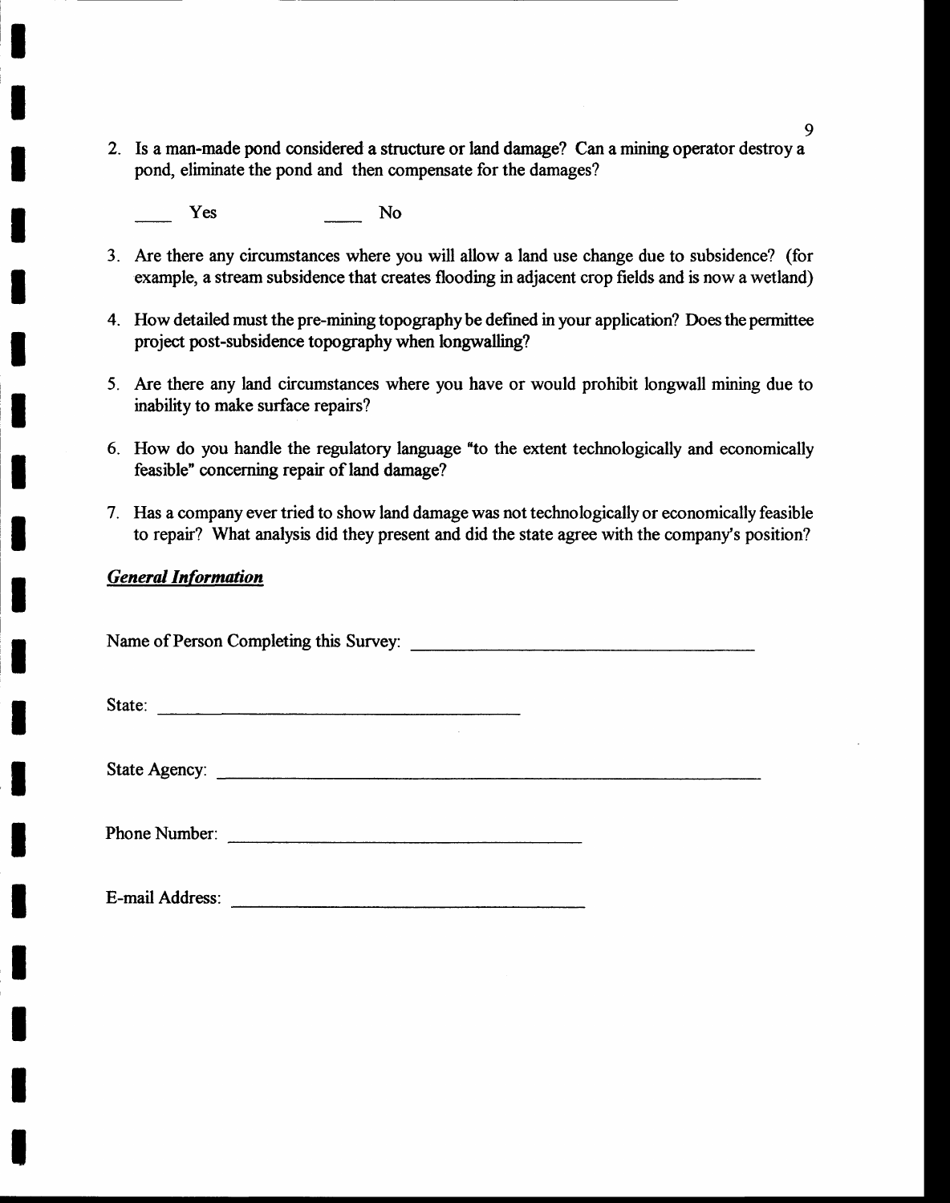2. Is a man-made pond considered a structure or land damage? Can a mining operator destroy a pond, eliminate the pond and then compensate for the damages?

   ____ Yes ____ No

3. Are there any circumstances where you will allow a land use change due to subsidence? (for example, a stream subsidence that creates flooding in adjacent crop fields and is now a wetland)

4. How detailed must the pre-mining topography be defined in your application? Does the permittee project post-subsidence topography when longwalling?

5. Are there any land circumstances where you have or would prohibit longwall mining due to inability to make surface repairs?

6. How do you handle the regulatory language "to the extent technologically and economically feasible" concerning repair of land damage?

7. Has a company ever tried to show land damage was not technologically or economically feasible to repair? What analysis did they present and did the state agree with the company's position?

***General Information***

Name of Person Completing this Survey: ______________________________

State: ______________________________

State Agency: ______________________________

Phone Number: ______________________________

E-mail Address: ______________________________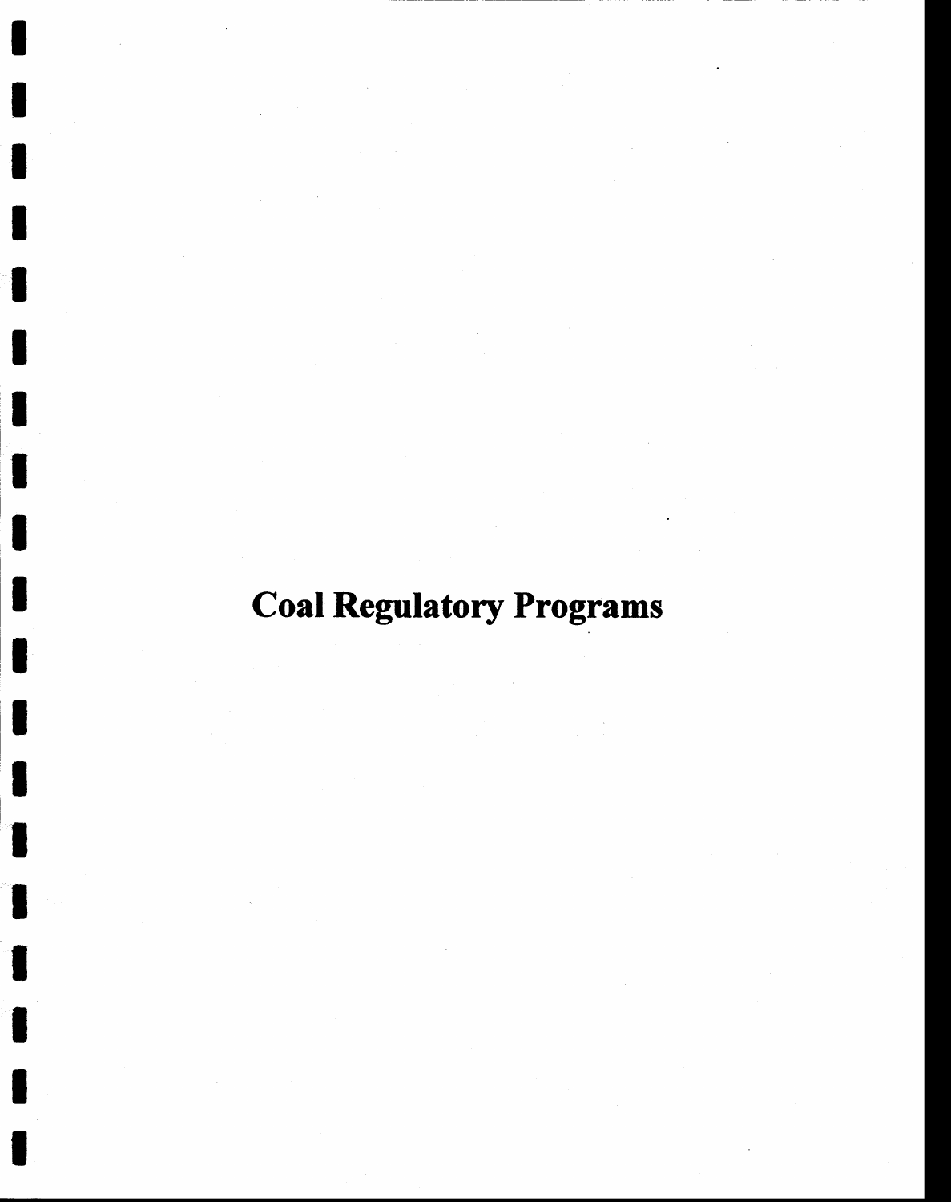# Coal Regulatory Programs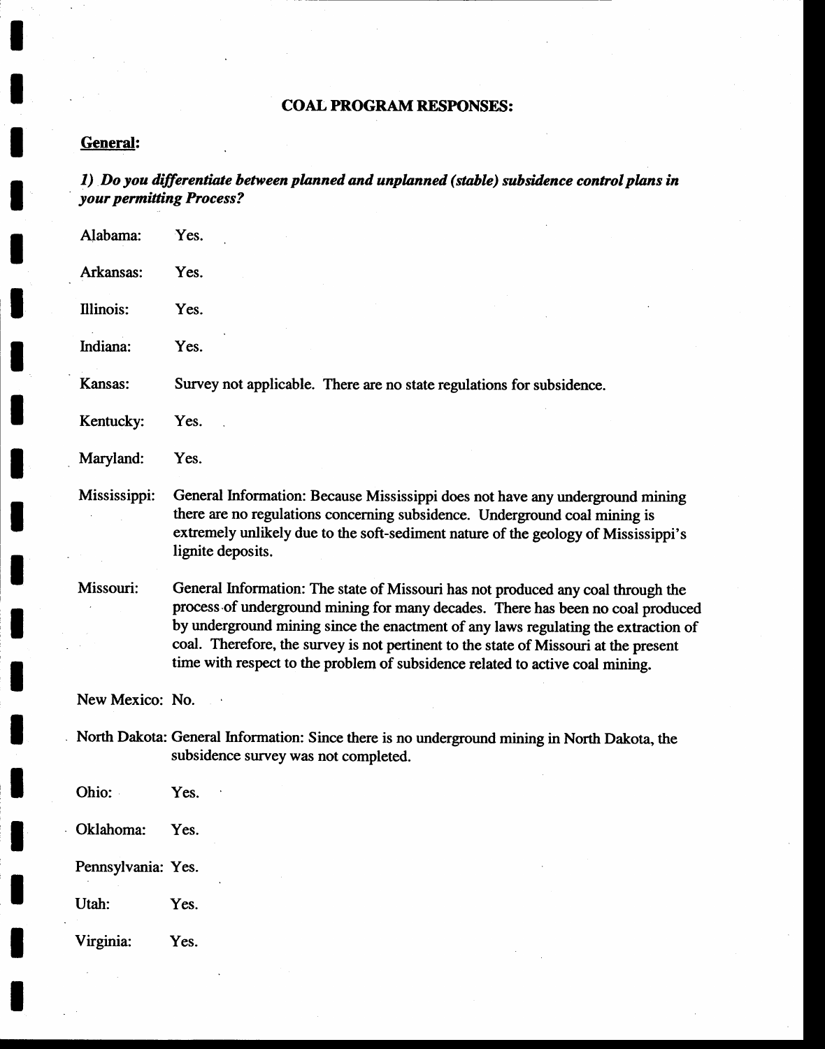## COAL PROGRAM RESPONSES:

### General:

*1) Do you differentiate between planned and unplanned (stable) subsidence control plans in your permitting Process?*

Alabama: Yes.

Arkansas: Yes.

Illinois: Yes.

Indiana: Yes.

Kansas: Survey not applicable. There are no state regulations for subsidence.

Kentucky: Yes.

Maryland: Yes.

Mississippi: General Information: Because Mississippi does not have any underground mining there are no regulations concerning subsidence. Underground coal mining is extremely unlikely due to the soft-sediment nature of the geology of Mississippi's lignite deposits.

Missouri: General Information: The state of Missouri has not produced any coal through the process of underground mining for many decades. There has been no coal produced by underground mining since the enactment of any laws regulating the extraction of coal. Therefore, the survey is not pertinent to the state of Missouri at the present time with respect to the problem of subsidence related to active coal mining.

New Mexico: No.

North Dakota: General Information: Since there is no underground mining in North Dakota, the subsidence survey was not completed.

Ohio: Yes.

Oklahoma: Yes.

Pennsylvania: Yes.

Utah: Yes.

Virginia: Yes.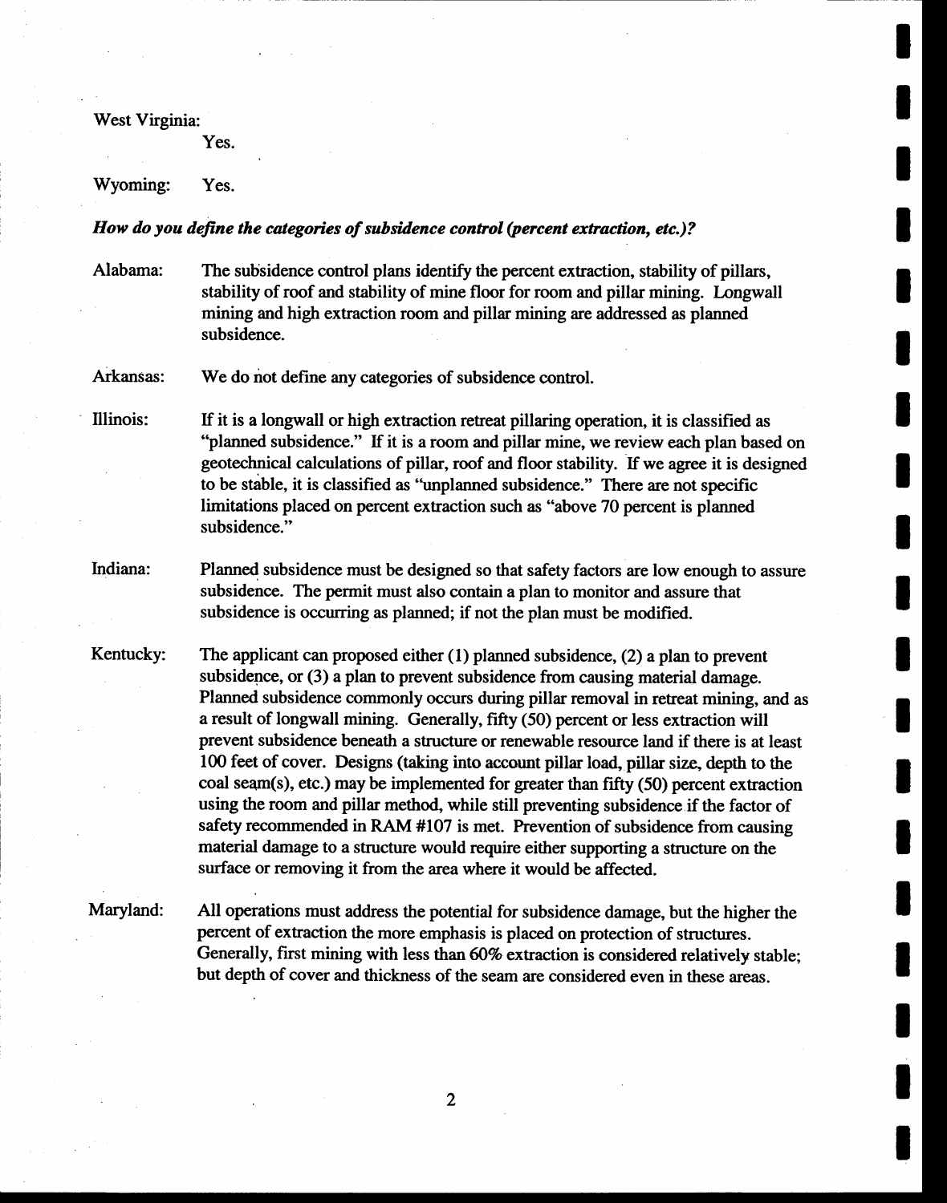West Virginia:
Yes.

Wyoming: Yes.

***How do you define the categories of subsidence control (percent extraction, etc.)?***

Alabama: The subsidence control plans identify the percent extraction, stability of pillars, stability of roof and stability of mine floor for room and pillar mining. Longwall mining and high extraction room and pillar mining are addressed as planned subsidence.

Arkansas: We do not define any categories of subsidence control.

Illinois: If it is a longwall or high extraction retreat pillaring operation, it is classified as "planned subsidence." If it is a room and pillar mine, we review each plan based on geotechnical calculations of pillar, roof and floor stability. If we agree it is designed to be stable, it is classified as "unplanned subsidence." There are not specific limitations placed on percent extraction such as "above 70 percent is planned subsidence."

Indiana: Planned subsidence must be designed so that safety factors are low enough to assure subsidence. The permit must also contain a plan to monitor and assure that subsidence is occurring as planned; if not the plan must be modified.

Kentucky: The applicant can proposed either (1) planned subsidence, (2) a plan to prevent subsidence, or (3) a plan to prevent subsidence from causing material damage. Planned subsidence commonly occurs during pillar removal in retreat mining, and as a result of longwall mining. Generally, fifty (50) percent or less extraction will prevent subsidence beneath a structure or renewable resource land if there is at least 100 feet of cover. Designs (taking into account pillar load, pillar size, depth to the coal seam(s), etc.) may be implemented for greater than fifty (50) percent extraction using the room and pillar method, while still preventing subsidence if the factor of safety recommended in RAM #107 is met. Prevention of subsidence from causing material damage to a structure would require either supporting a structure on the surface or removing it from the area where it would be affected.

Maryland: All operations must address the potential for subsidence damage, but the higher the percent of extraction the more emphasis is placed on protection of structures. Generally, first mining with less than 60% extraction is considered relatively stable; but depth of cover and thickness of the seam are considered even in these areas.